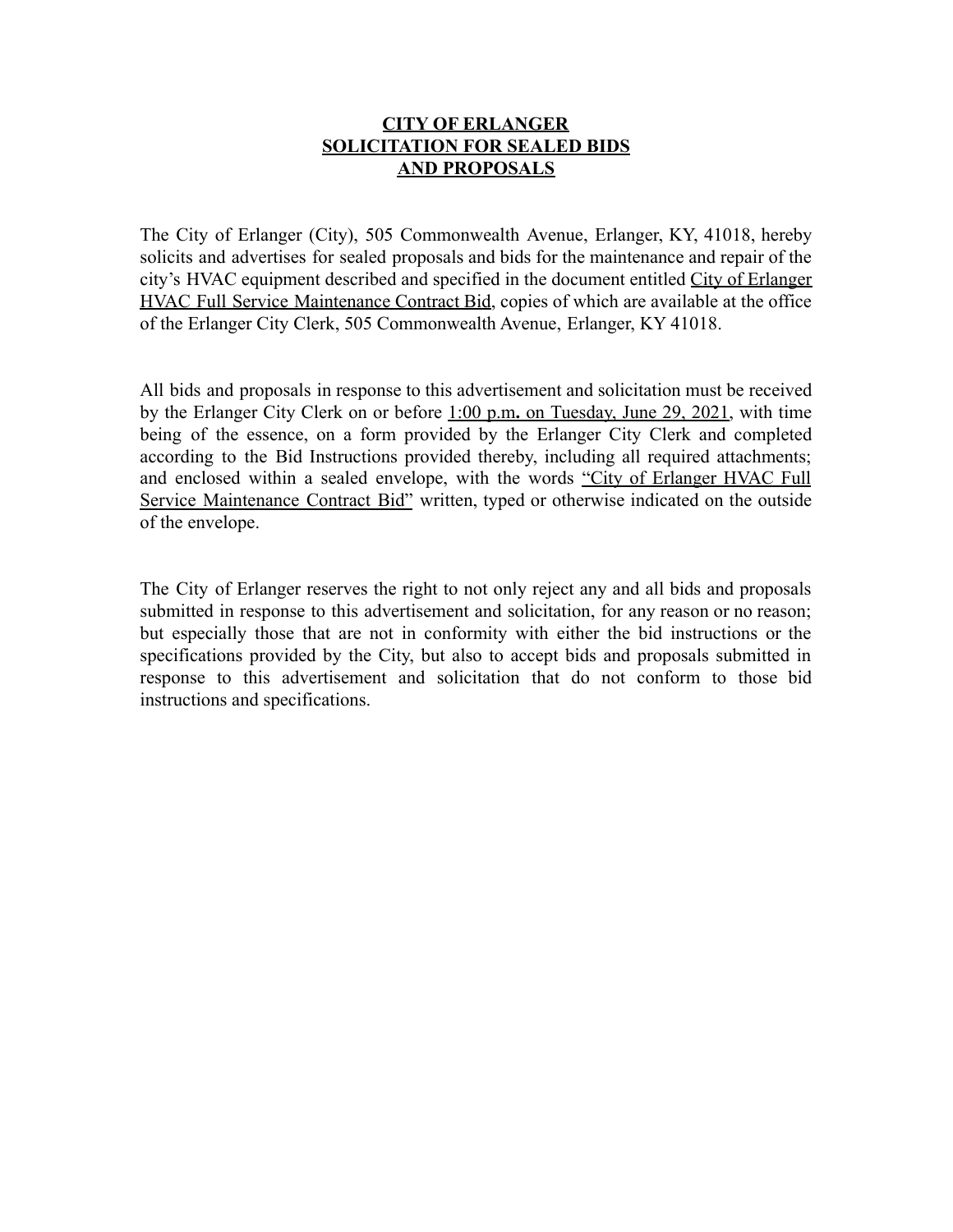# CITY OF ERLANGER
# SOLICITATION FOR SEALED BIDS
# AND PROPOSALS

The City of Erlanger (City), 505 Commonwealth Avenue, Erlanger, KY, 41018, hereby solicits and advertises for sealed proposals and bids for the maintenance and repair of the city's HVAC equipment described and specified in the document entitled City of Erlanger HVAC Full Service Maintenance Contract Bid, copies of which are available at the office of the Erlanger City Clerk, 505 Commonwealth Avenue, Erlanger, KY 41018.

All bids and proposals in response to this advertisement and solicitation must be received by the Erlanger City Clerk on or before 1:00 p.m. on Tuesday, June 29, 2021, with time being of the essence, on a form provided by the Erlanger City Clerk and completed according to the Bid Instructions provided thereby, including all required attachments; and enclosed within a sealed envelope, with the words "City of Erlanger HVAC Full Service Maintenance Contract Bid" written, typed or otherwise indicated on the outside of the envelope.

The City of Erlanger reserves the right to not only reject any and all bids and proposals submitted in response to this advertisement and solicitation, for any reason or no reason; but especially those that are not in conformity with either the bid instructions or the specifications provided by the City, but also to accept bids and proposals submitted in response to this advertisement and solicitation that do not conform to those bid instructions and specifications.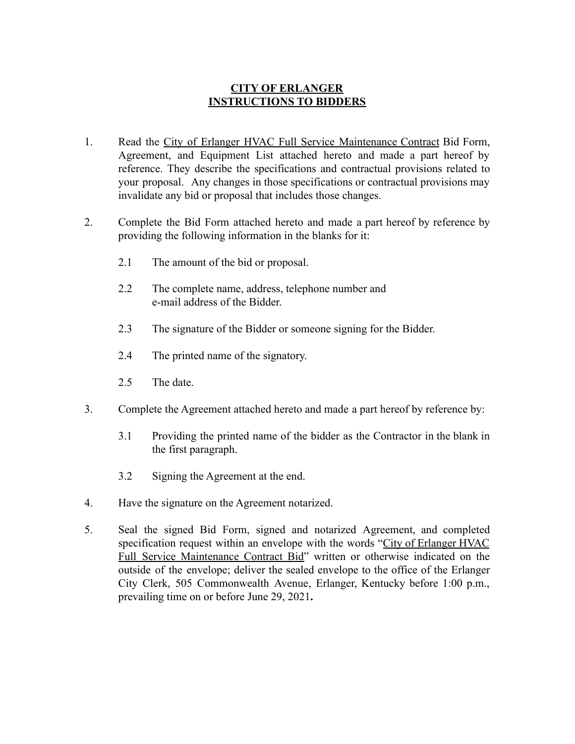# CITY OF ERLANGER
# INSTRUCTIONS TO BIDDERS

1. Read the City of Erlanger HVAC Full Service Maintenance Contract Bid Form, Agreement, and Equipment List attached hereto and made a part hereof by reference. They describe the specifications and contractual provisions related to your proposal. Any changes in those specifications or contractual provisions may invalidate any bid or proposal that includes those changes.

2. Complete the Bid Form attached hereto and made a part hereof by reference by providing the following information in the blanks for it:

   2.1 The amount of the bid or proposal.

   2.2 The complete name, address, telephone number and e-mail address of the Bidder.

   2.3 The signature of the Bidder or someone signing for the Bidder.

   2.4 The printed name of the signatory.

   2.5 The date.

3. Complete the Agreement attached hereto and made a part hereof by reference by:

   3.1 Providing the printed name of the bidder as the Contractor in the blank in the first paragraph.

   3.2 Signing the Agreement at the end.

4. Have the signature on the Agreement notarized.

5. Seal the signed Bid Form, signed and notarized Agreement, and completed specification request within an envelope with the words "City of Erlanger HVAC Full Service Maintenance Contract Bid" written or otherwise indicated on the outside of the envelope; deliver the sealed envelope to the office of the Erlanger City Clerk, 505 Commonwealth Avenue, Erlanger, Kentucky before 1:00 p.m., prevailing time on or before June 29, 2021**.**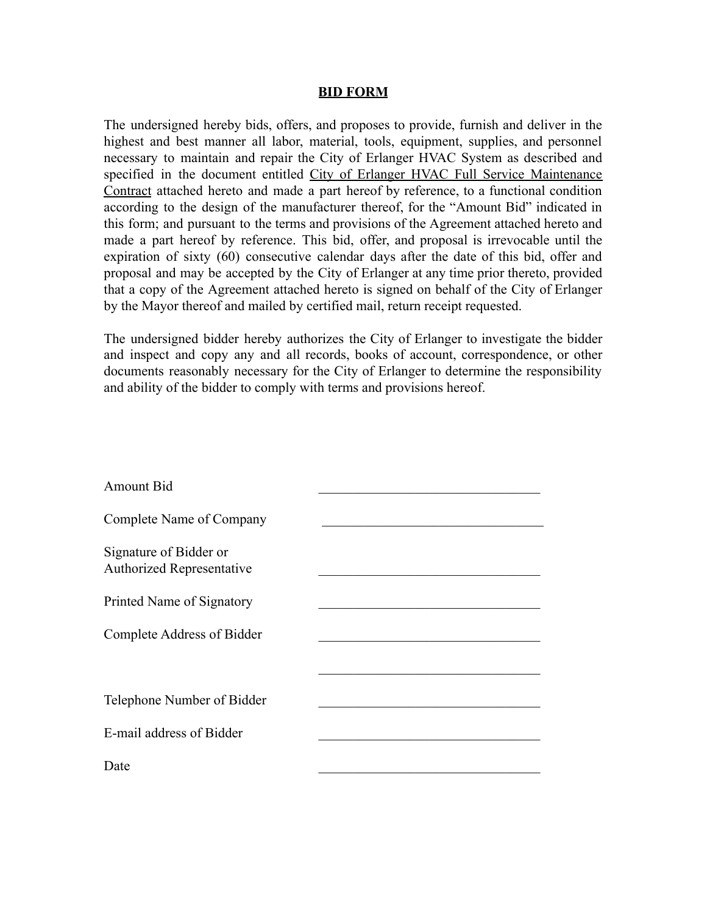**BID FORM**

The undersigned hereby bids, offers, and proposes to provide, furnish and deliver in the highest and best manner all labor, material, tools, equipment, supplies, and personnel necessary to maintain and repair the City of Erlanger HVAC System as described and specified in the document entitled City of Erlanger HVAC Full Service Maintenance Contract attached hereto and made a part hereof by reference, to a functional condition according to the design of the manufacturer thereof, for the "Amount Bid" indicated in this form; and pursuant to the terms and provisions of the Agreement attached hereto and made a part hereof by reference. This bid, offer, and proposal is irrevocable until the expiration of sixty (60) consecutive calendar days after the date of this bid, offer and proposal and may be accepted by the City of Erlanger at any time prior thereto, provided that a copy of the Agreement attached hereto is signed on behalf of the City of Erlanger by the Mayor thereof and mailed by certified mail, return receipt requested.

The undersigned bidder hereby authorizes the City of Erlanger to investigate the bidder and inspect and copy any and all records, books of account, correspondence, or other documents reasonably necessary for the City of Erlanger to determine the responsibility and ability of the bidder to comply with terms and provisions hereof.

Amount Bid ________________________________

Complete Name of Company ________________________________

Signature of Bidder or Authorized Representative ________________________________

Printed Name of Signatory ________________________________

Complete Address of Bidder ________________________________

________________________________

Telephone Number of Bidder ________________________________

E-mail address of Bidder ________________________________

Date ________________________________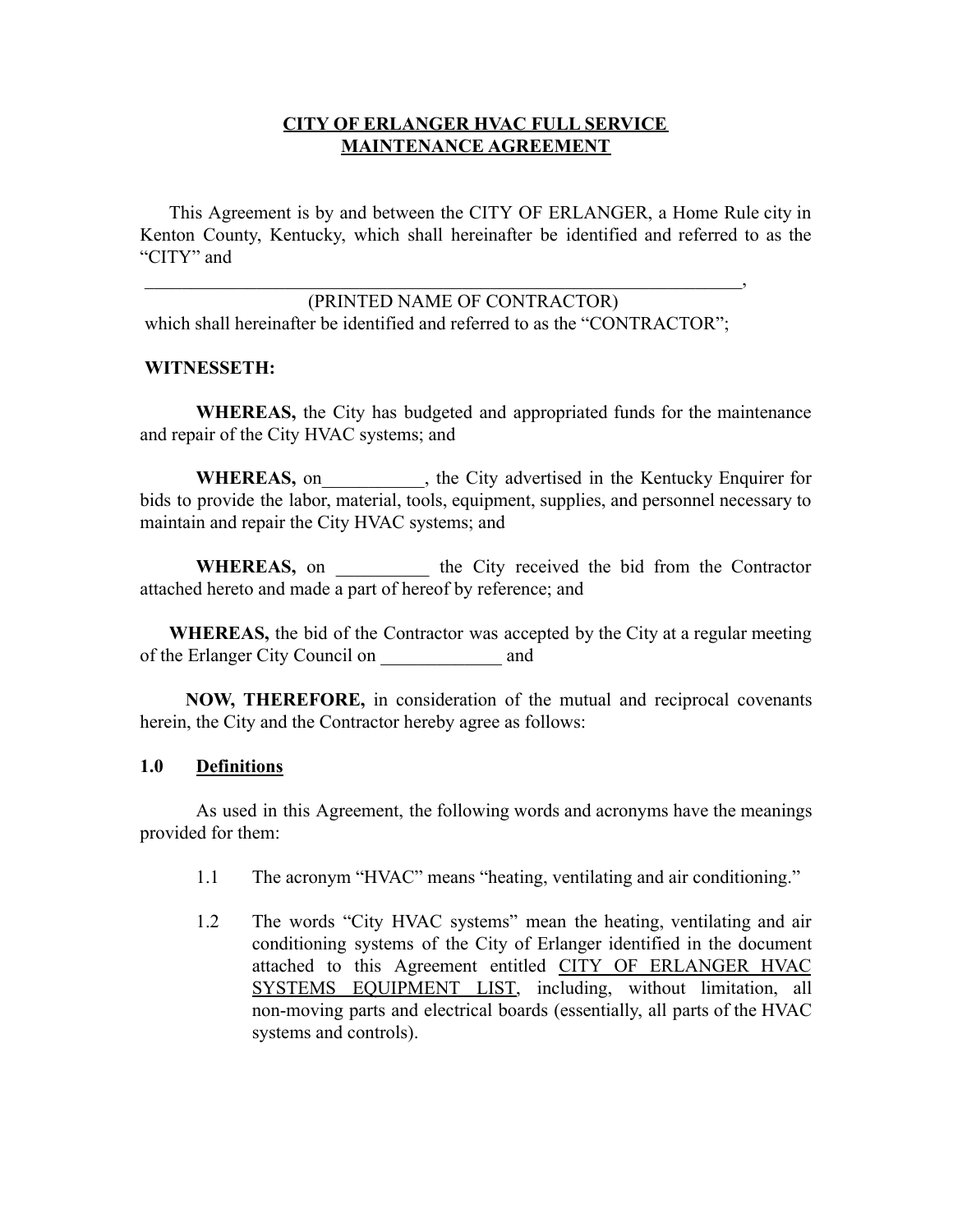# CITY OF ERLANGER HVAC FULL SERVICE MAINTENANCE AGREEMENT

This Agreement is by and between the CITY OF ERLANGER, a Home Rule city in Kenton County, Kentucky, which shall hereinafter be identified and referred to as the "CITY" and

_________________________________________________________________,
(PRINTED NAME OF CONTRACTOR)
which shall hereinafter be identified and referred to as the "CONTRACTOR";

**WITNESSETH:**

**WHEREAS,** the City has budgeted and appropriated funds for the maintenance and repair of the City HVAC systems; and

**WHEREAS,** on___________, the City advertised in the Kentucky Enquirer for bids to provide the labor, material, tools, equipment, supplies, and personnel necessary to maintain and repair the City HVAC systems; and

**WHEREAS,** on __________ the City received the bid from the Contractor attached hereto and made a part of hereof by reference; and

**WHEREAS,** the bid of the Contractor was accepted by the City at a regular meeting of the Erlanger City Council on _____________ and

**NOW, THEREFORE,** in consideration of the mutual and reciprocal covenants herein, the City and the Contractor hereby agree as follows:

**1.0 Definitions**

As used in this Agreement, the following words and acronyms have the meanings provided for them:

1.1 The acronym "HVAC" means "heating, ventilating and air conditioning."

1.2 The words "City HVAC systems" mean the heating, ventilating and air conditioning systems of the City of Erlanger identified in the document attached to this Agreement entitled CITY OF ERLANGER HVAC SYSTEMS EQUIPMENT LIST, including, without limitation, all non-moving parts and electrical boards (essentially, all parts of the HVAC systems and controls).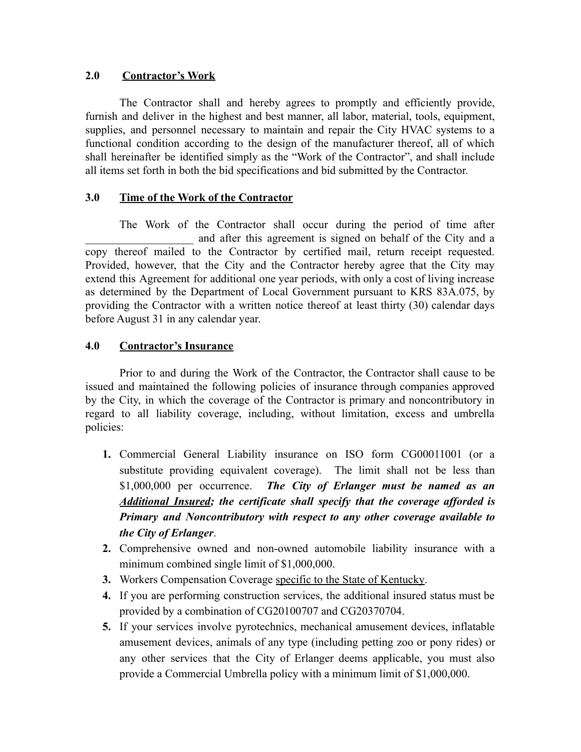## 2.0 Contractor's Work

The Contractor shall and hereby agrees to promptly and efficiently provide, furnish and deliver in the highest and best manner, all labor, material, tools, equipment, supplies, and personnel necessary to maintain and repair the City HVAC systems to a functional condition according to the design of the manufacturer thereof, all of which shall hereinafter be identified simply as the "Work of the Contractor", and shall include all items set forth in both the bid specifications and bid submitted by the Contractor.

## 3.0 Time of the Work of the Contractor

The Work of the Contractor shall occur during the period of time after ___________________ and after this agreement is signed on behalf of the City and a copy thereof mailed to the Contractor by certified mail, return receipt requested. Provided, however, that the City and the Contractor hereby agree that the City may extend this Agreement for additional one year periods, with only a cost of living increase as determined by the Department of Local Government pursuant to KRS 83A.075, by providing the Contractor with a written notice thereof at least thirty (30) calendar days before August 31 in any calendar year.

## 4.0 Contractor's Insurance

Prior to and during the Work of the Contractor, the Contractor shall cause to be issued and maintained the following policies of insurance through companies approved by the City, in which the coverage of the Contractor is primary and noncontributory in regard to all liability coverage, including, without limitation, excess and umbrella policies:

1. Commercial General Liability insurance on ISO form CG00011001 (or a substitute providing equivalent coverage). The limit shall not be less than $1,000,000 per occurrence. ***The City of Erlanger must be named as an Additional Insured; the certificate shall specify that the coverage afforded is Primary and Noncontributory with respect to any other coverage available to the City of Erlanger***.
2. Comprehensive owned and non-owned automobile liability insurance with a minimum combined single limit of $1,000,000.
3. Workers Compensation Coverage specific to the State of Kentucky.
4. If you are performing construction services, the additional insured status must be provided by a combination of CG20100707 and CG20370704.
5. If your services involve pyrotechnics, mechanical amusement devices, inflatable amusement devices, animals of any type (including petting zoo or pony rides) or any other services that the City of Erlanger deems applicable, you must also provide a Commercial Umbrella policy with a minimum limit of $1,000,000.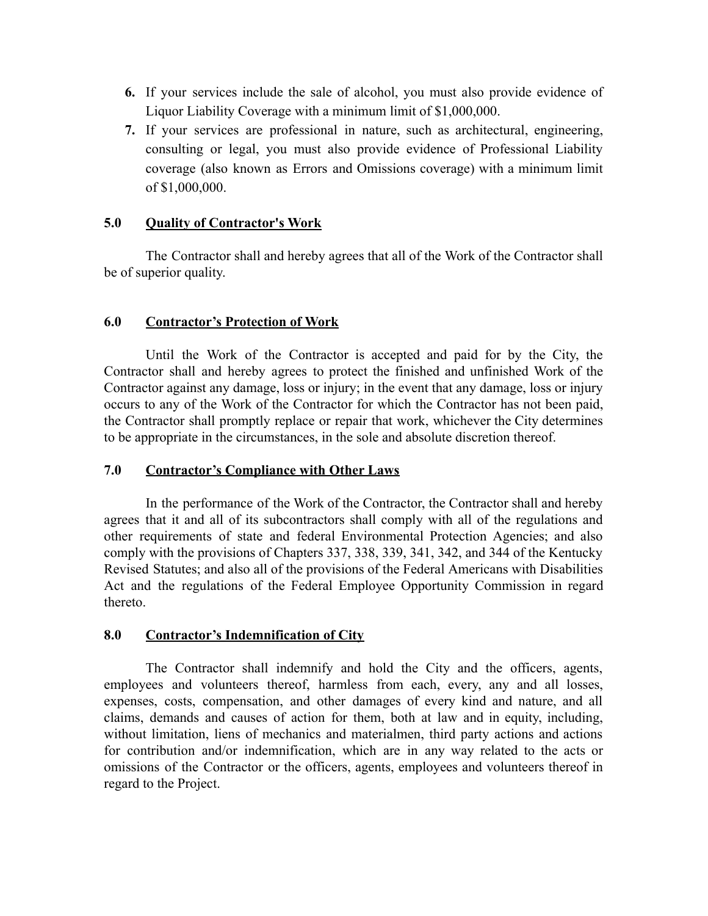6. If your services include the sale of alcohol, you must also provide evidence of Liquor Liability Coverage with a minimum limit of $1,000,000.
7. If your services are professional in nature, such as architectural, engineering, consulting or legal, you must also provide evidence of Professional Liability coverage (also known as Errors and Omissions coverage) with a minimum limit of $1,000,000.

## 5.0 Quality of Contractor's Work

The Contractor shall and hereby agrees that all of the Work of the Contractor shall be of superior quality.

## 6.0 Contractor's Protection of Work

Until the Work of the Contractor is accepted and paid for by the City, the Contractor shall and hereby agrees to protect the finished and unfinished Work of the Contractor against any damage, loss or injury; in the event that any damage, loss or injury occurs to any of the Work of the Contractor for which the Contractor has not been paid, the Contractor shall promptly replace or repair that work, whichever the City determines to be appropriate in the circumstances, in the sole and absolute discretion thereof.

## 7.0 Contractor's Compliance with Other Laws

In the performance of the Work of the Contractor, the Contractor shall and hereby agrees that it and all of its subcontractors shall comply with all of the regulations and other requirements of state and federal Environmental Protection Agencies; and also comply with the provisions of Chapters 337, 338, 339, 341, 342, and 344 of the Kentucky Revised Statutes; and also all of the provisions of the Federal Americans with Disabilities Act and the regulations of the Federal Employee Opportunity Commission in regard thereto.

## 8.0 Contractor's Indemnification of City

The Contractor shall indemnify and hold the City and the officers, agents, employees and volunteers thereof, harmless from each, every, any and all losses, expenses, costs, compensation, and other damages of every kind and nature, and all claims, demands and causes of action for them, both at law and in equity, including, without limitation, liens of mechanics and materialmen, third party actions and actions for contribution and/or indemnification, which are in any way related to the acts or omissions of the Contractor or the officers, agents, employees and volunteers thereof in regard to the Project.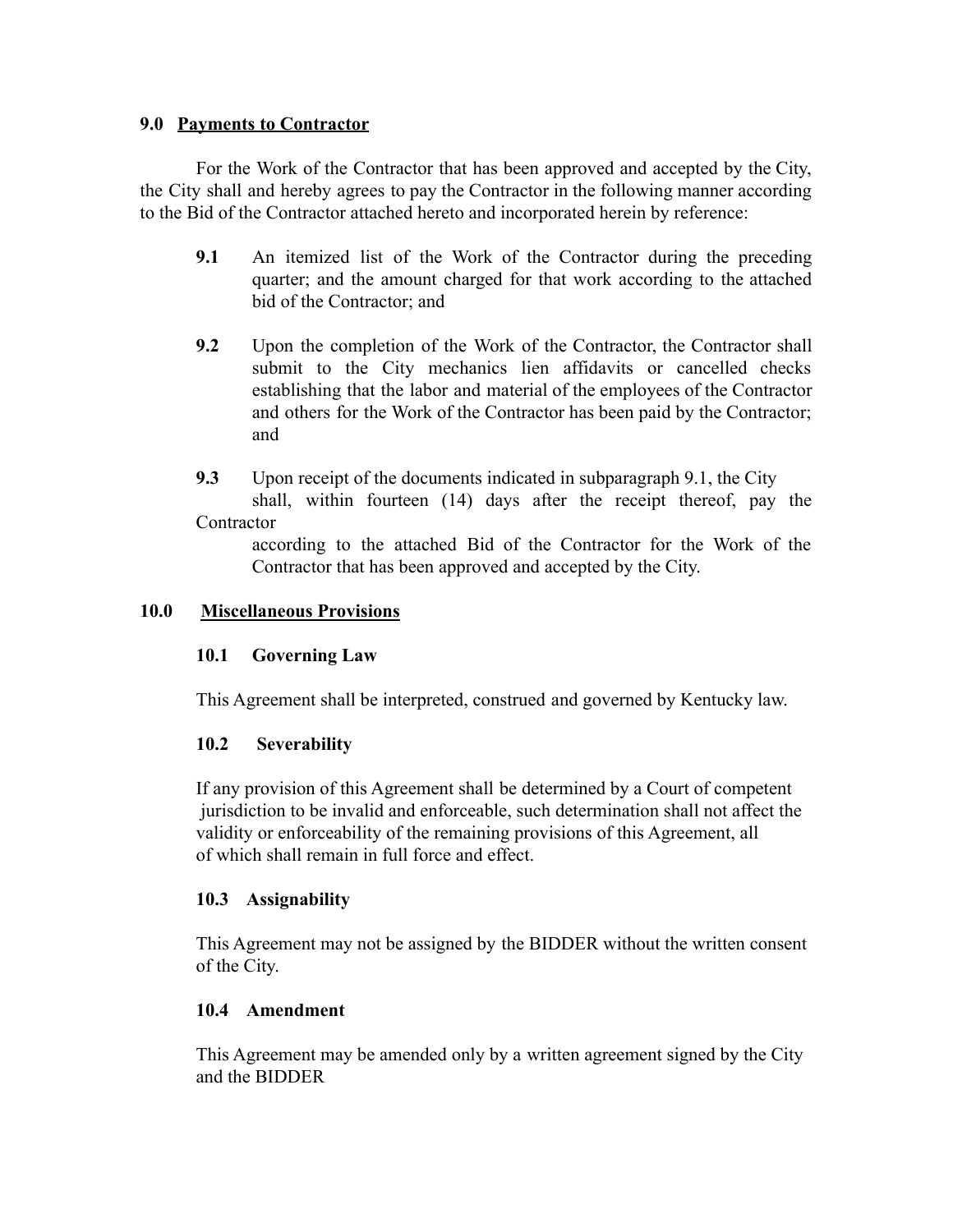**9.0 Payments to Contractor**

For the Work of the Contractor that has been approved and accepted by the City, the City shall and hereby agrees to pay the Contractor in the following manner according to the Bid of the Contractor attached hereto and incorporated herein by reference:

**9.1** An itemized list of the Work of the Contractor during the preceding quarter; and the amount charged for that work according to the attached bid of the Contractor; and

**9.2** Upon the completion of the Work of the Contractor, the Contractor shall submit to the City mechanics lien affidavits or cancelled checks establishing that the labor and material of the employees of the Contractor and others for the Work of the Contractor has been paid by the Contractor; and

**9.3** Upon receipt of the documents indicated in subparagraph 9.1, the City shall, within fourteen (14) days after the receipt thereof, pay the Contractor according to the attached Bid of the Contractor for the Work of the Contractor that has been approved and accepted by the City.

**10.0 Miscellaneous Provisions**

**10.1 Governing Law**

This Agreement shall be interpreted, construed and governed by Kentucky law.

**10.2 Severability**

If any provision of this Agreement shall be determined by a Court of competent jurisdiction to be invalid and enforceable, such determination shall not affect the validity or enforceability of the remaining provisions of this Agreement, all of which shall remain in full force and effect.

**10.3 Assignability**

This Agreement may not be assigned by the BIDDER without the written consent of the City.

**10.4 Amendment**

This Agreement may be amended only by a written agreement signed by the City and the BIDDER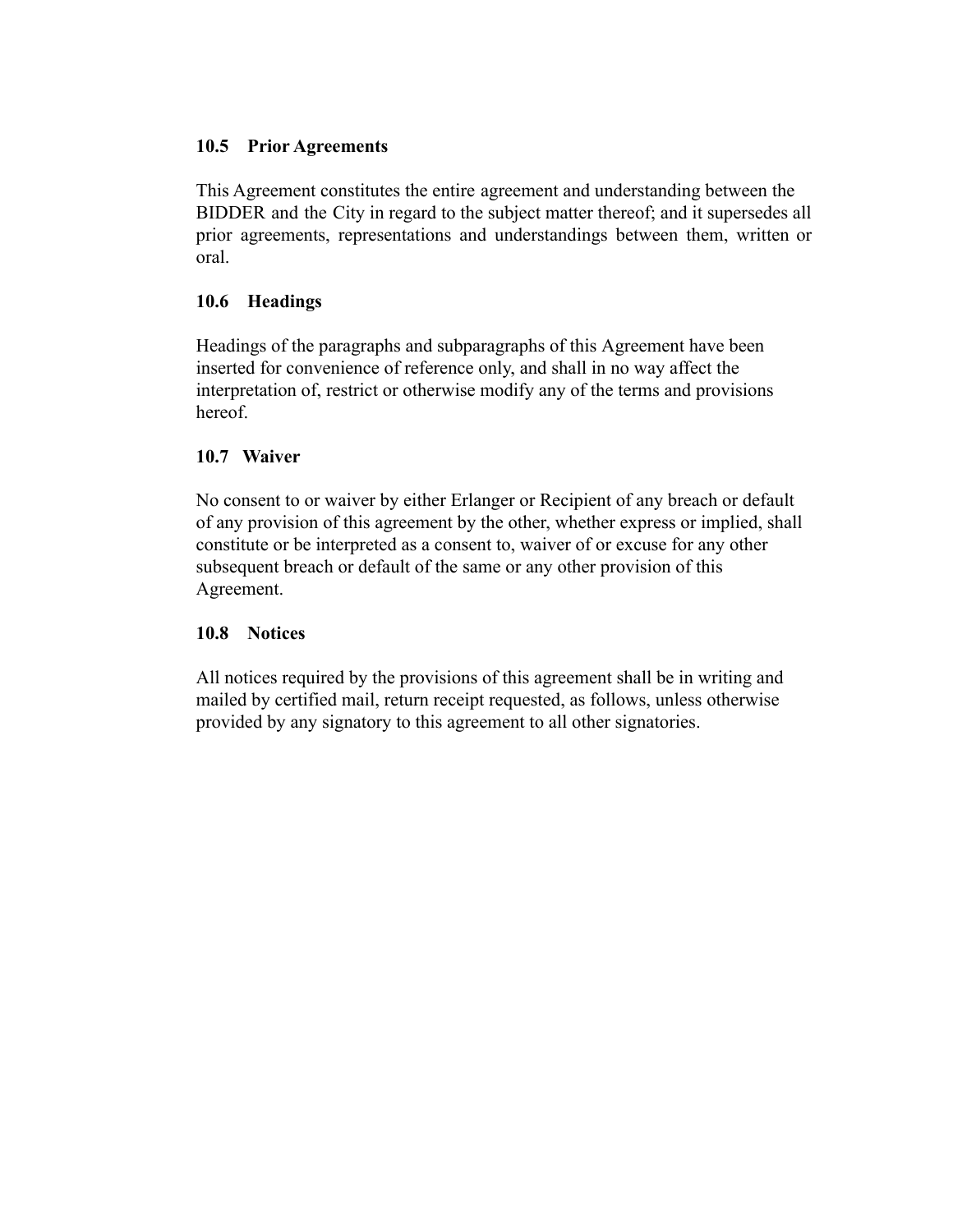**10.5 Prior Agreements**

This Agreement constitutes the entire agreement and understanding between the BIDDER and the City in regard to the subject matter thereof; and it supersedes all prior agreements, representations and understandings between them, written or oral.

**10.6 Headings**

Headings of the paragraphs and subparagraphs of this Agreement have been inserted for convenience of reference only, and shall in no way affect the interpretation of, restrict or otherwise modify any of the terms and provisions hereof.

**10.7 Waiver**

No consent to or waiver by either Erlanger or Recipient of any breach or default of any provision of this agreement by the other, whether express or implied, shall constitute or be interpreted as a consent to, waiver of or excuse for any other subsequent breach or default of the same or any other provision of this Agreement.

**10.8 Notices**

All notices required by the provisions of this agreement shall be in writing and mailed by certified mail, return receipt requested, as follows, unless otherwise provided by any signatory to this agreement to all other signatories.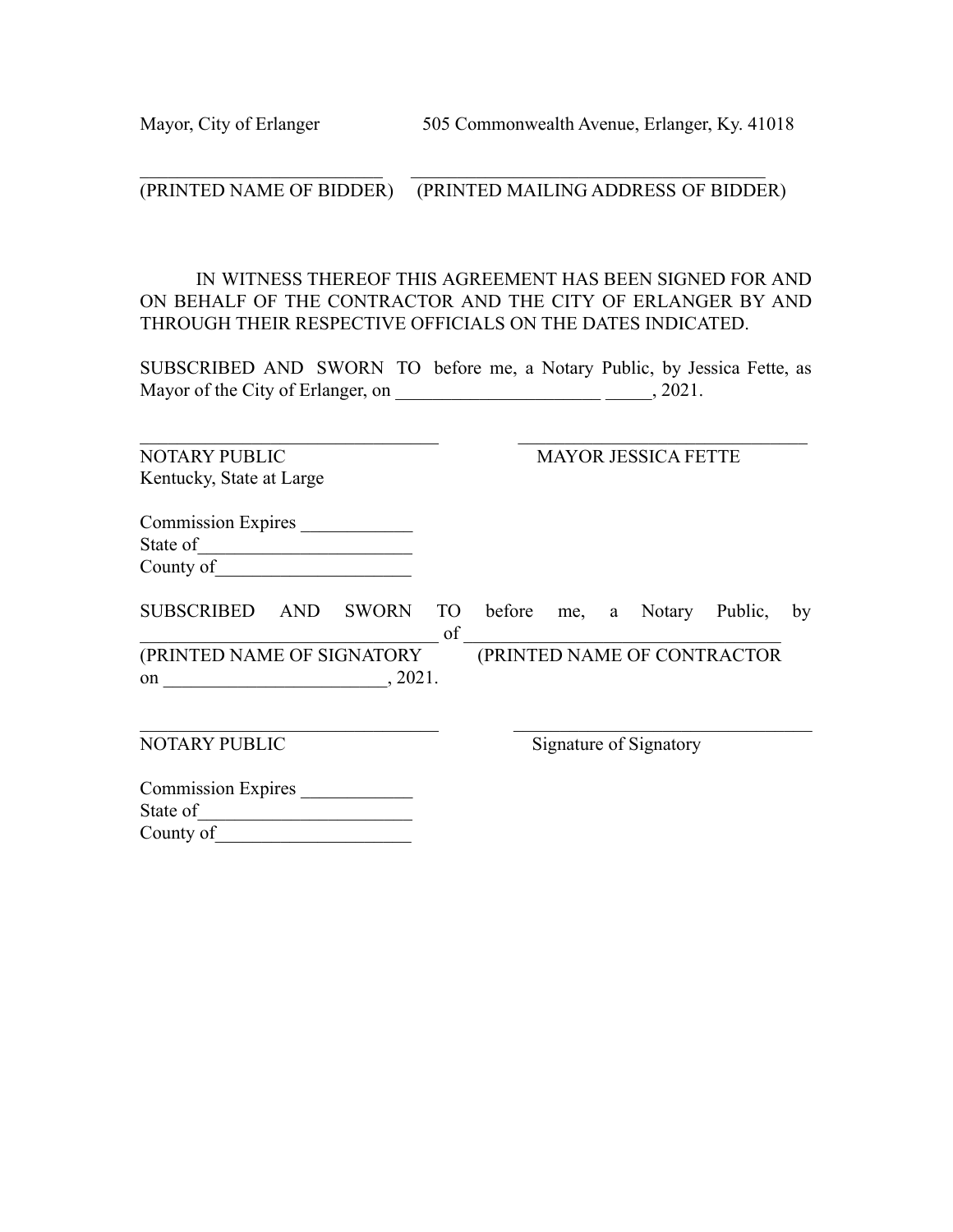Mayor, City of Erlanger          505 Commonwealth Avenue, Erlanger, Ky. 41018

___________________________     _______________________________________

(PRINTED NAME OF BIDDER)     (PRINTED MAILING ADDRESS OF BIDDER)

IN WITNESS THEREOF THIS AGREEMENT HAS BEEN SIGNED FOR AND ON BEHALF OF THE CONTRACTOR AND THE CITY OF ERLANGER BY AND THROUGH THEIR RESPECTIVE OFFICIALS ON THE DATES INDICATED.

SUBSCRIBED AND SWORN TO before me, a Notary Public, by Jessica Fette, as Mayor of the City of Erlanger, on ______________________ _____, 2021.

_________________________________          _________________________________

NOTARY PUBLIC          MAYOR JESSICA FETTE

Kentucky, State at Large

Commission Expires ____________

State of_______________________

County of_____________________

SUBSCRIBED AND SWORN TO before me, a Notary Public, by _________________________________ of _________________________________

(PRINTED NAME OF SIGNATORY          (PRINTED NAME OF CONTRACTOR

on ________________________, 2021.

_________________________________          _________________________________

NOTARY PUBLIC          Signature of Signatory

Commission Expires ____________

State of_______________________

County of_____________________